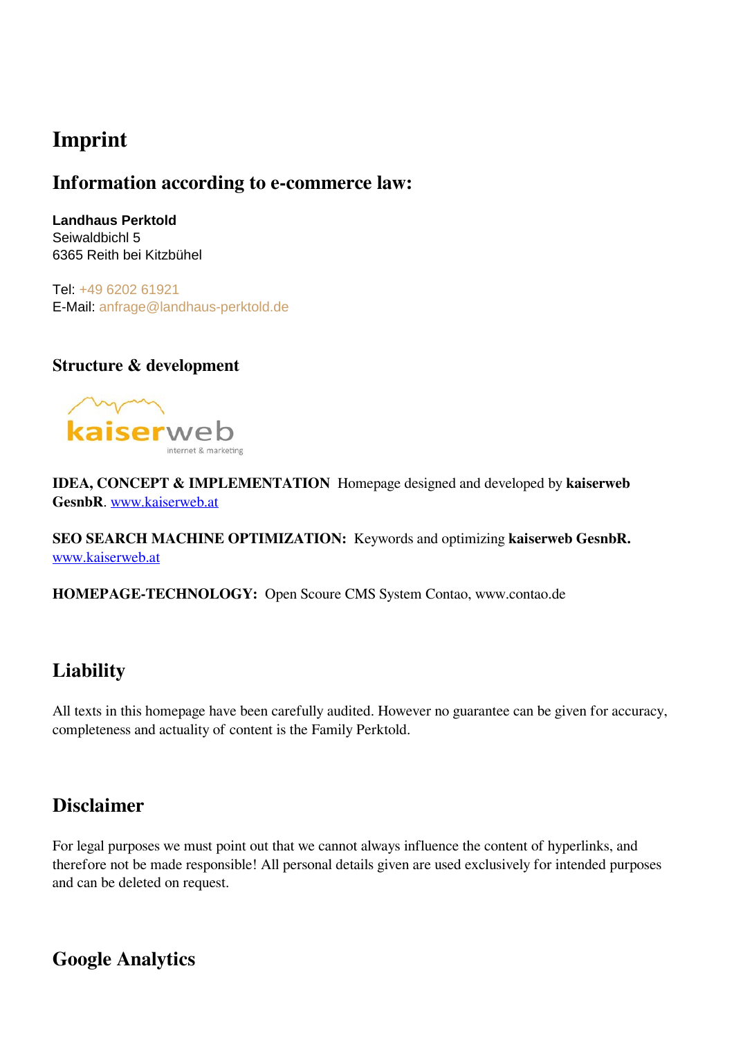# Imprint

## Information according to e-commerce law:

**Landhaus Perktold**
Seiwaldbichl 5
6365 Reith bei Kitzbühel

Tel: +49 6202 61921
E-Mail: anfrage@landhaus-perktold.de

### Structure & development

kaiserweb
internet & marketing

**IDEA, CONCEPT & IMPLEMENTATION** Homepage designed and developed by **kaiserweb GesnbR**. www.kaiserweb.at

**SEO SEARCH MACHINE OPTIMIZATION:** Keywords and optimizing **kaiserweb GesnbR.** www.kaiserweb.at

**HOMEPAGE-TECHNOLOGY:** Open Scoure CMS System Contao, www.contao.de

## Liability

All texts in this homepage have been carefully audited. However no guarantee can be given for accuracy, completeness and actuality of content is the Family Perktold.

## Disclaimer

For legal purposes we must point out that we cannot always influence the content of hyperlinks, and therefore not be made responsible! All personal details given are used exclusively for intended purposes and can be deleted on request.

## Google Analytics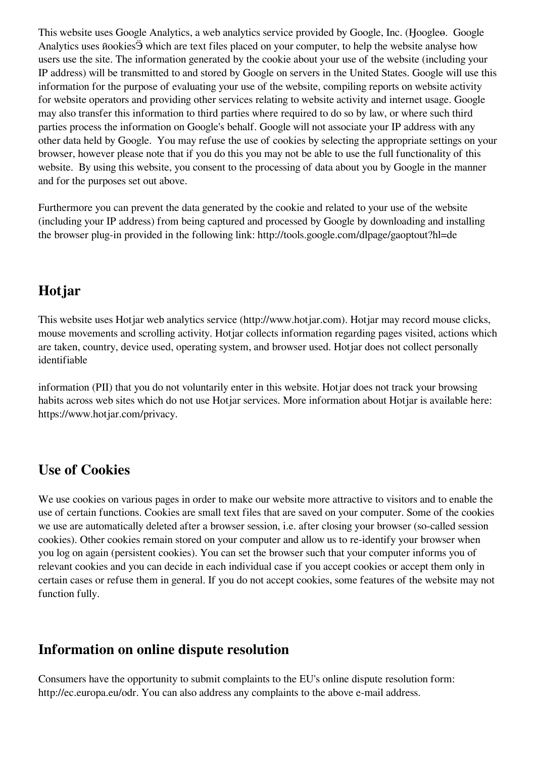This website uses Google Analytics, a web analytics service provided by Google, Inc. (Ꞡoogleɵ. Google Analytics uses ῐookiesӬ which are text files placed on your computer, to help the website analyse how users use the site. The information generated by the cookie about your use of the website (including your IP address) will be transmitted to and stored by Google on servers in the United States. Google will use this information for the purpose of evaluating your use of the website, compiling reports on website activity for website operators and providing other services relating to website activity and internet usage. Google may also transfer this information to third parties where required to do so by law, or where such third parties process the information on Google's behalf. Google will not associate your IP address with any other data held by Google. You may refuse the use of cookies by selecting the appropriate settings on your browser, however please note that if you do this you may not be able to use the full functionality of this website. By using this website, you consent to the processing of data about you by Google in the manner and for the purposes set out above.

Furthermore you can prevent the data generated by the cookie and related to your use of the website (including your IP address) from being captured and processed by Google by downloading and installing the browser plug-in provided in the following link: http://tools.google.com/dlpage/gaoptout?hl=de

## Hotjar

This website uses Hotjar web analytics service (http://www.hotjar.com). Hotjar may record mouse clicks, mouse movements and scrolling activity. Hotjar collects information regarding pages visited, actions which are taken, country, device used, operating system, and browser used. Hotjar does not collect personally identifiable

information (PII) that you do not voluntarily enter in this website. Hotjar does not track your browsing habits across web sites which do not use Hotjar services. More information about Hotjar is available here: https://www.hotjar.com/privacy.

## Use of Cookies

We use cookies on various pages in order to make our website more attractive to visitors and to enable the use of certain functions. Cookies are small text files that are saved on your computer. Some of the cookies we use are automatically deleted after a browser session, i.e. after closing your browser (so-called session cookies). Other cookies remain stored on your computer and allow us to re-identify your browser when you log on again (persistent cookies). You can set the browser such that your computer informs you of relevant cookies and you can decide in each individual case if you accept cookies or accept them only in certain cases or refuse them in general. If you do not accept cookies, some features of the website may not function fully.

## Information on online dispute resolution

Consumers have the opportunity to submit complaints to the EU's online dispute resolution form: http://ec.europa.eu/odr. You can also address any complaints to the above e-mail address.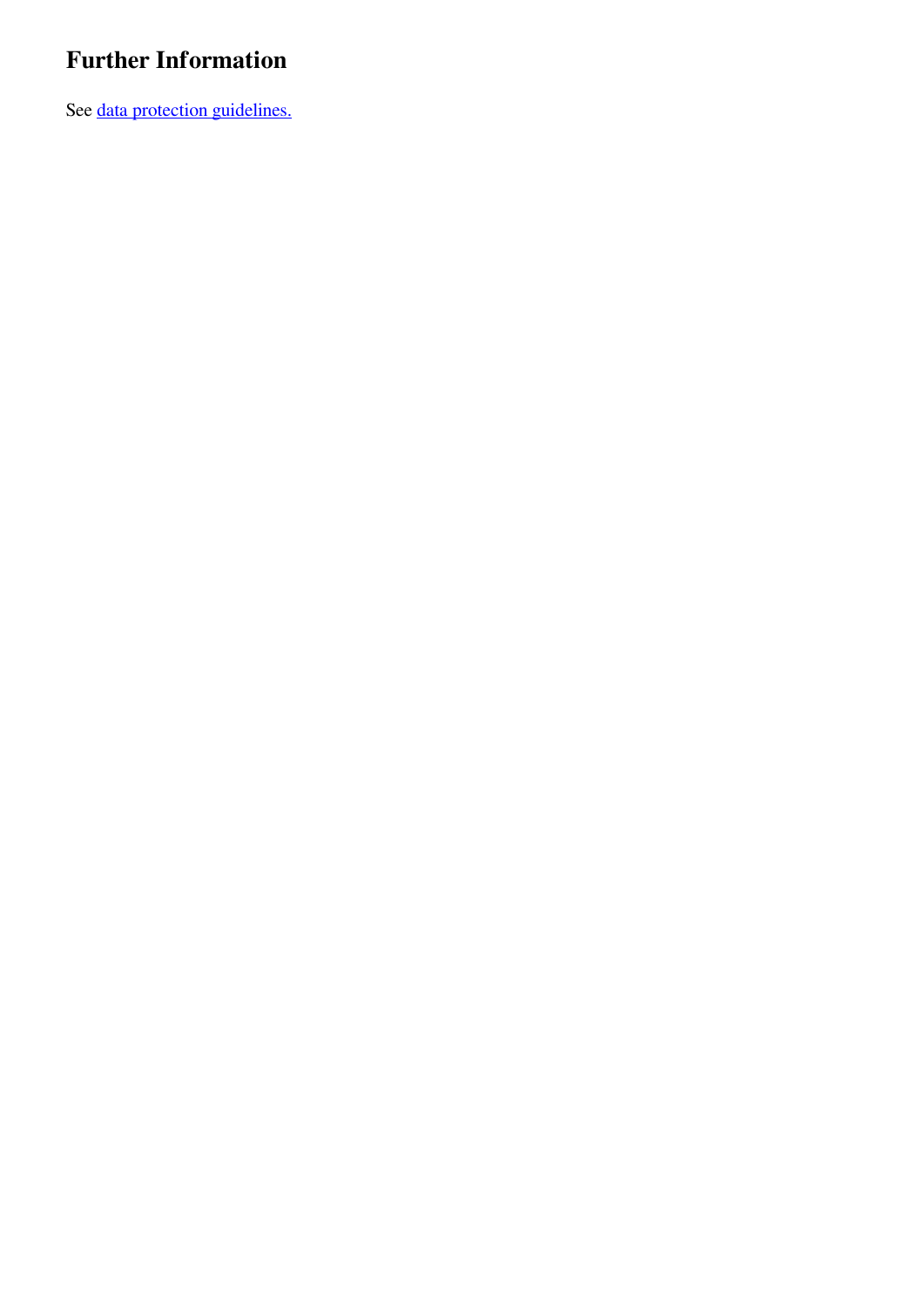## Further Information

See data protection guidelines.